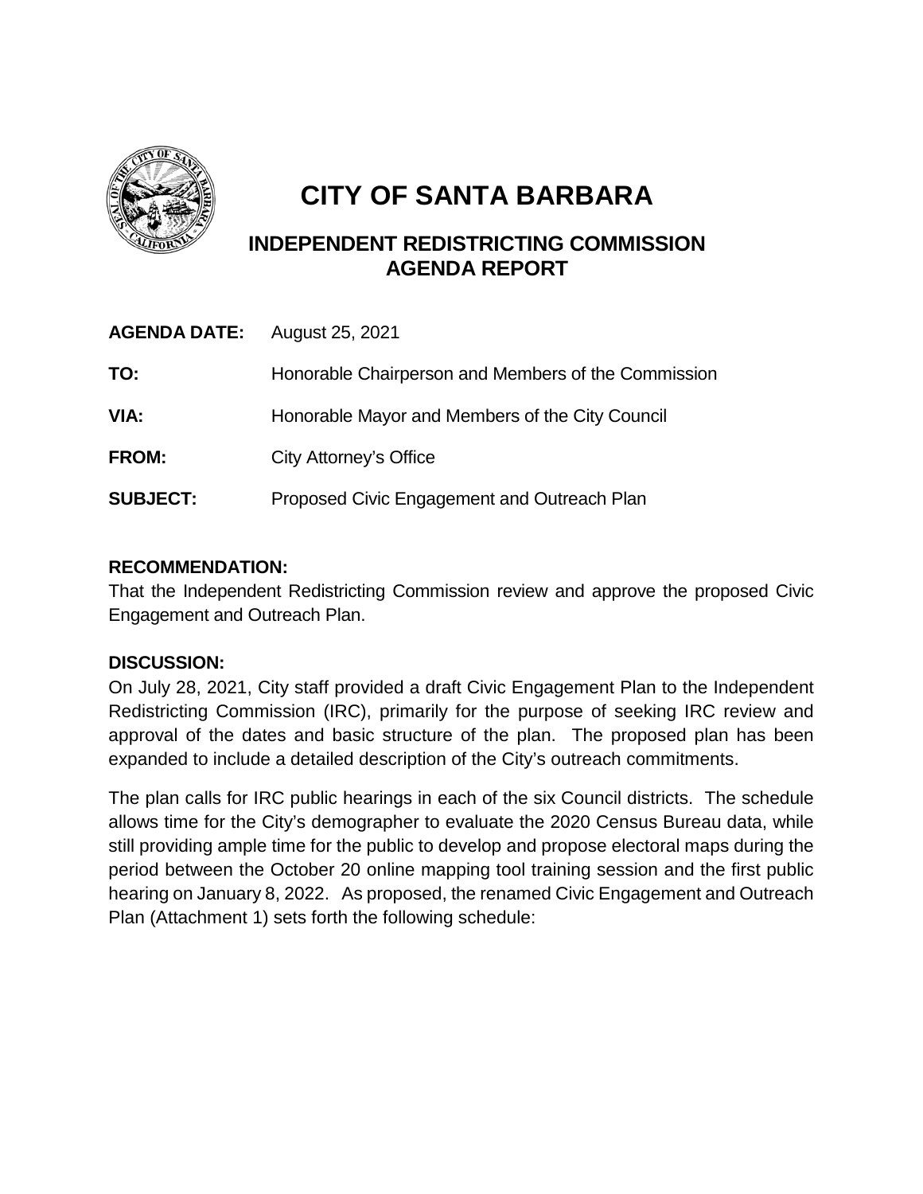# CITY OF SANTA BARBARA

## INDEPENDENT REDISTRICTING COMMISSION AGENDA REPORT

**AGENDA DATE:** August 25, 2021

**TO:** Honorable Chairperson and Members of the Commission

**VIA:** Honorable Mayor and Members of the City Council

**FROM:** City Attorney's Office

**SUBJECT:** Proposed Civic Engagement and Outreach Plan

**RECOMMENDATION:**

That the Independent Redistricting Commission review and approve the proposed Civic Engagement and Outreach Plan.

**DISCUSSION:**

On July 28, 2021, City staff provided a draft Civic Engagement Plan to the Independent Redistricting Commission (IRC), primarily for the purpose of seeking IRC review and approval of the dates and basic structure of the plan. The proposed plan has been expanded to include a detailed description of the City's outreach commitments.

The plan calls for IRC public hearings in each of the six Council districts. The schedule allows time for the City's demographer to evaluate the 2020 Census Bureau data, while still providing ample time for the public to develop and propose electoral maps during the period between the October 20 online mapping tool training session and the first public hearing on January 8, 2022. As proposed, the renamed Civic Engagement and Outreach Plan (Attachment 1) sets forth the following schedule: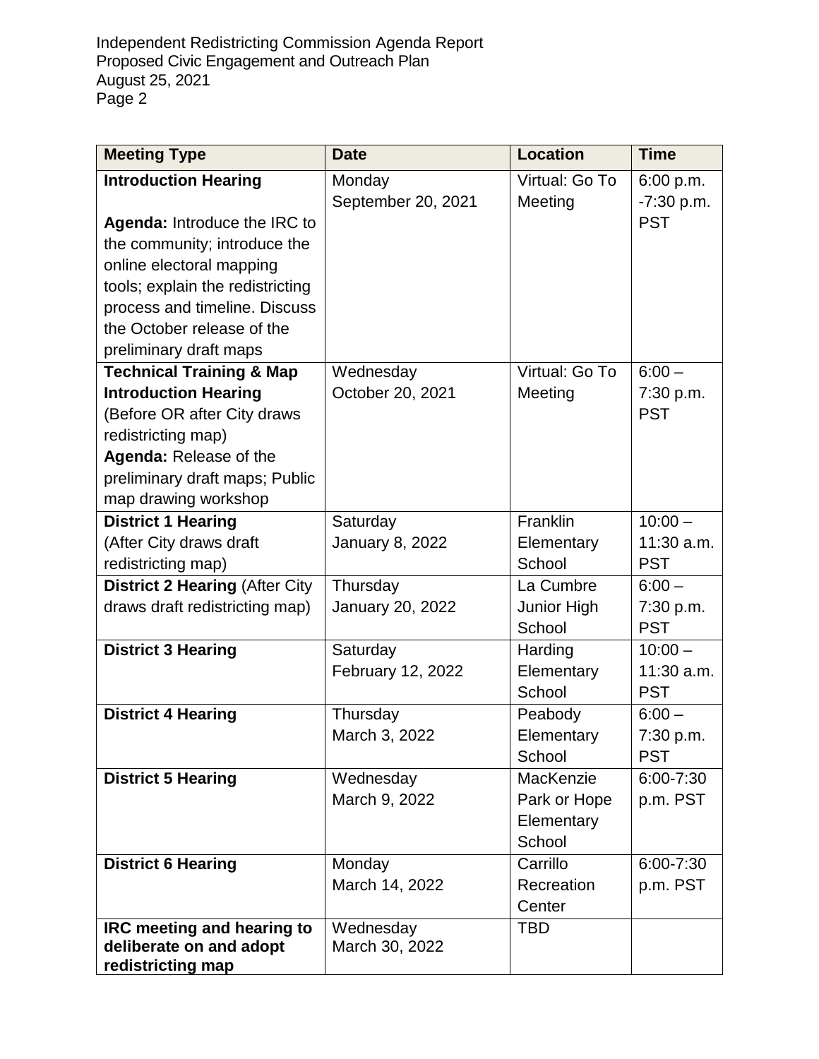| Meeting Type | Date | Location | Time |
| --- | --- | --- | --- |
| **Introduction Hearing**<br><br>**Agenda:** Introduce the IRC to the community; introduce the online electoral mapping tools; explain the redistricting process and timeline. Discuss the October release of the preliminary draft maps | Monday September 20, 2021 | Virtual: Go To Meeting | 6:00 p.m. -7:30 p.m. PST |
| **Technical Training & Map Introduction Hearing** (Before OR after City draws redistricting map)<br>**Agenda:** Release of the preliminary draft maps; Public map drawing workshop | Wednesday October 20, 2021 | Virtual: Go To Meeting | 6:00 – 7:30 p.m. PST |
| **District 1 Hearing** (After City draws draft redistricting map) | Saturday January 8, 2022 | Franklin Elementary School | 10:00 – 11:30 a.m. PST |
| **District 2 Hearing** (After City draws draft redistricting map) | Thursday January 20, 2022 | La Cumbre Junior High School | 6:00 – 7:30 p.m. PST |
| **District 3 Hearing** | Saturday February 12, 2022 | Harding Elementary School | 10:00 – 11:30 a.m. PST |
| **District 4 Hearing** | Thursday March 3, 2022 | Peabody Elementary School | 6:00 – 7:30 p.m. PST |
| **District 5 Hearing** | Wednesday March 9, 2022 | MacKenzie Park or Hope Elementary School | 6:00-7:30 p.m. PST |
| **District 6 Hearing** | Monday March 14, 2022 | Carrillo Recreation Center | 6:00-7:30 p.m. PST |
| **IRC meeting and hearing to deliberate on and adopt redistricting map** | Wednesday March 30, 2022 | TBD | |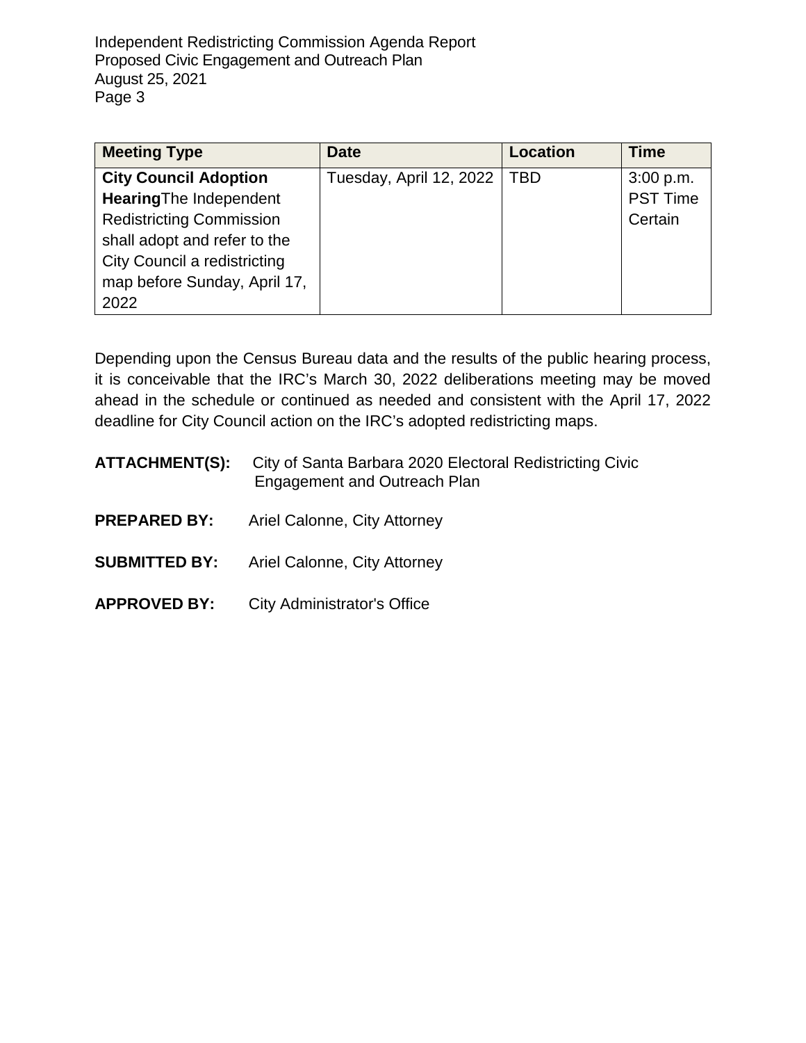| Meeting Type | Date | Location | Time |
|---|---|---|---|
| **City Council Adoption Hearing**The Independent Redistricting Commission shall adopt and refer to the City Council a redistricting map before Sunday, April 17, 2022 | Tuesday, April 12, 2022 | TBD | 3:00 p.m. PST Time Certain |

Depending upon the Census Bureau data and the results of the public hearing process, it is conceivable that the IRC's March 30, 2022 deliberations meeting may be moved ahead in the schedule or continued as needed and consistent with the April 17, 2022 deadline for City Council action on the IRC's adopted redistricting maps.

**ATTACHMENT(S):** City of Santa Barbara 2020 Electoral Redistricting Civic Engagement and Outreach Plan

**PREPARED BY:** Ariel Calonne, City Attorney

**SUBMITTED BY:** Ariel Calonne, City Attorney

**APPROVED BY:** City Administrator's Office